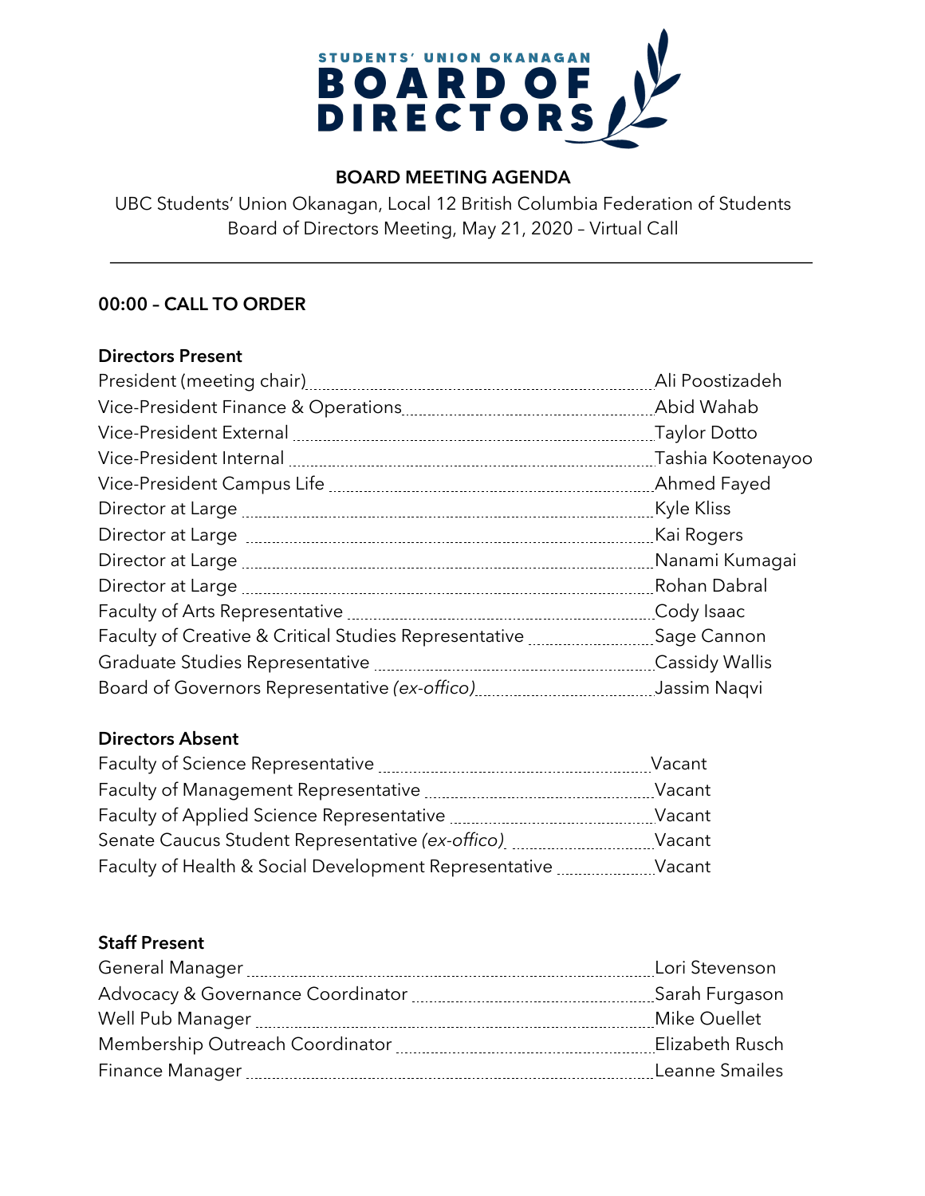STUDENTS' UNION OKANAGAN

# BOARD OF DIRECTORS

## BOARD MEETING AGENDA

UBC Students' Union Okanagan, Local 12 British Columbia Federation of Students
Board of Directors Meeting, May 21, 2020 – Virtual Call

---

### 00:00 – CALL TO ORDER

**Directors Present**

| Position | Name |
|---|---|
| President (meeting chair) | Ali Poostizadeh |
| Vice-President Finance & Operations | Abid Wahab |
| Vice-President External | Taylor Dotto |
| Vice-President Internal | Tashia Kootenayoo |
| Vice-President Campus Life | Ahmed Fayed |
| Director at Large | Kyle Kliss |
| Director at Large | Kai Rogers |
| Director at Large | Nanami Kumagai |
| Director at Large | Rohan Dabral |
| Faculty of Arts Representative | Cody Isaac |
| Faculty of Creative & Critical Studies Representative | Sage Cannon |
| Graduate Studies Representative | Cassidy Wallis |
| Board of Governors Representative *(ex-offico)* | Jassim Naqvi |

**Directors Absent**

| Position | Name |
|---|---|
| Faculty of Science Representative | Vacant |
| Faculty of Management Representative | Vacant |
| Faculty of Applied Science Representative | Vacant |
| Senate Caucus Student Representative *(ex-offico)* | Vacant |
| Faculty of Health & Social Development Representative | Vacant |

**Staff Present**

| Position | Name |
|---|---|
| General Manager | Lori Stevenson |
| Advocacy & Governance Coordinator | Sarah Furgason |
| Well Pub Manager | Mike Ouellet |
| Membership Outreach Coordinator | Elizabeth Rusch |
| Finance Manager | Leanne Smailes |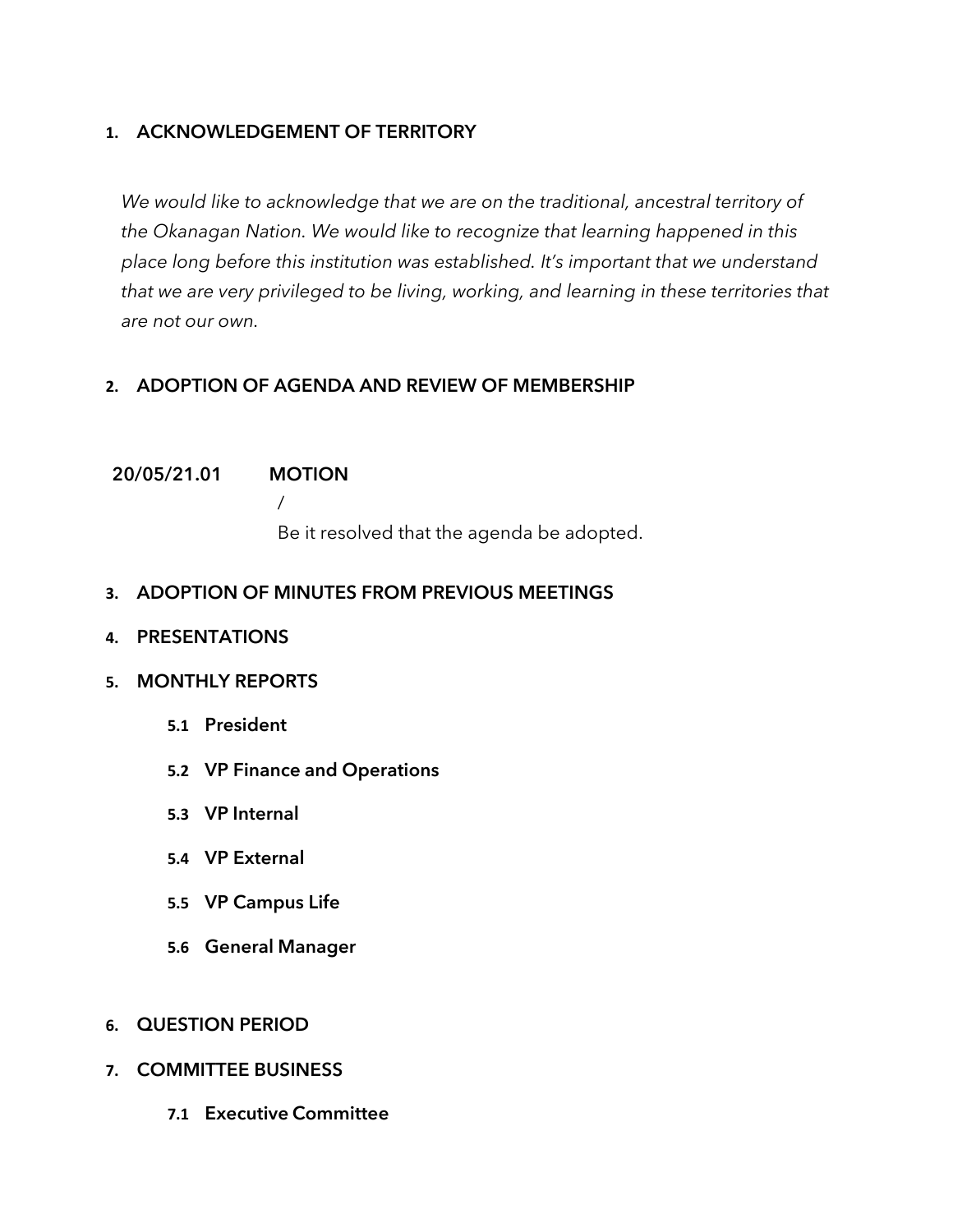## 1. ACKNOWLEDGEMENT OF TERRITORY

*We would like to acknowledge that we are on the traditional, ancestral territory of the Okanagan Nation. We would like to recognize that learning happened in this place long before this institution was established. It's important that we understand that we are very privileged to be living, working, and learning in these territories that are not our own.*

## 2. ADOPTION OF AGENDA AND REVIEW OF MEMBERSHIP

**20/05/21.01 MOTION**

/

Be it resolved that the agenda be adopted.

## 3. ADOPTION OF MINUTES FROM PREVIOUS MEETINGS

## 4. PRESENTATIONS

## 5. MONTHLY REPORTS

### 5.1 President

### 5.2 VP Finance and Operations

### 5.3 VP Internal

### 5.4 VP External

### 5.5 VP Campus Life

### 5.6 General Manager

## 6. QUESTION PERIOD

## 7. COMMITTEE BUSINESS

### 7.1 Executive Committee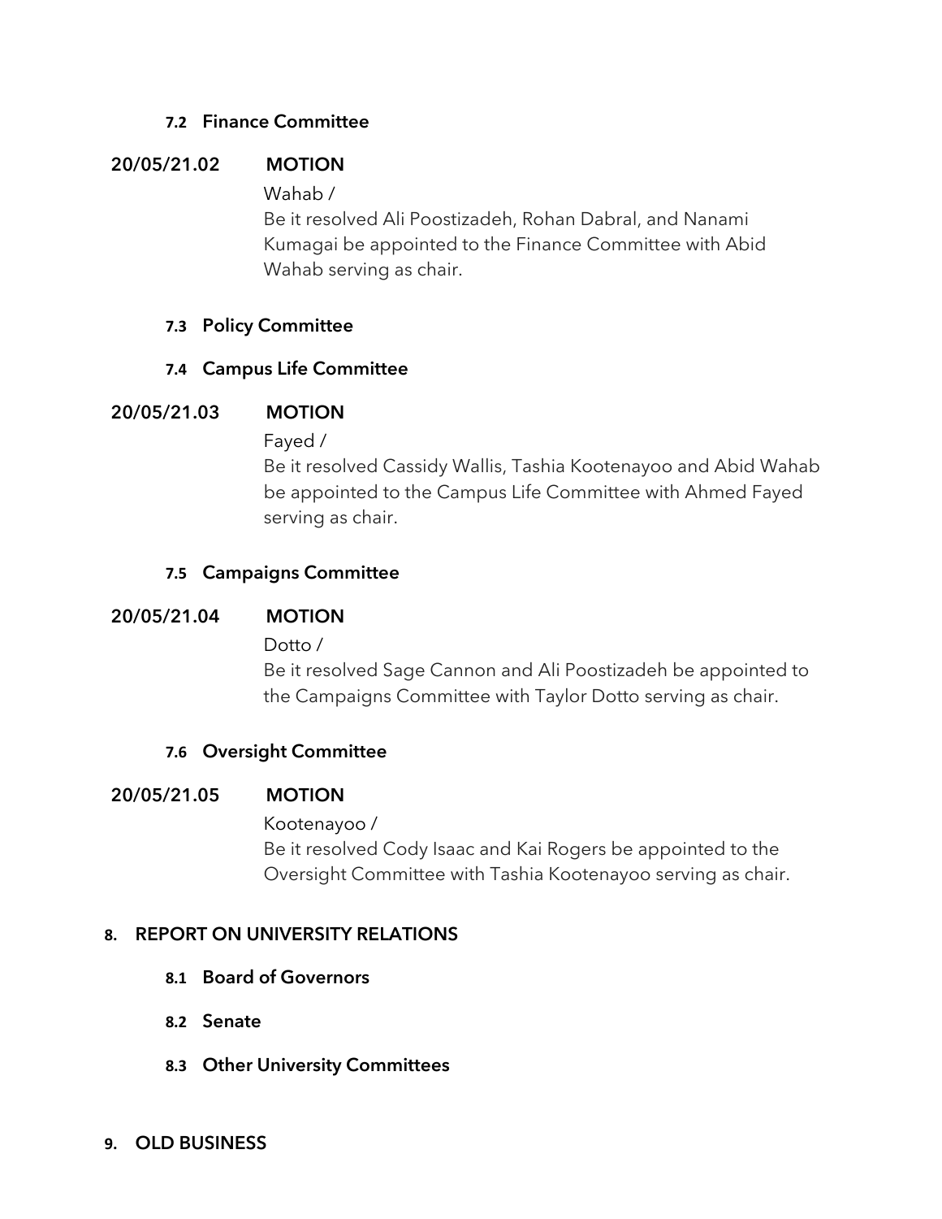### 7.2 Finance Committee

**20/05/21.02 MOTION**

Wahab /

Be it resolved Ali Poostizadeh, Rohan Dabral, and Nanami Kumagai be appointed to the Finance Committee with Abid Wahab serving as chair.

### 7.3 Policy Committee

### 7.4 Campus Life Committee

**20/05/21.03 MOTION**

Fayed /

Be it resolved Cassidy Wallis, Tashia Kootenayoo and Abid Wahab be appointed to the Campus Life Committee with Ahmed Fayed serving as chair.

### 7.5 Campaigns Committee

**20/05/21.04 MOTION**

Dotto /

Be it resolved Sage Cannon and Ali Poostizadeh be appointed to the Campaigns Committee with Taylor Dotto serving as chair.

### 7.6 Oversight Committee

**20/05/21.05 MOTION**

Kootenayoo /

Be it resolved Cody Isaac and Kai Rogers be appointed to the Oversight Committee with Tashia Kootenayoo serving as chair.

## 8. REPORT ON UNIVERSITY RELATIONS

### 8.1 Board of Governors

### 8.2 Senate

### 8.3 Other University Committees

## 9. OLD BUSINESS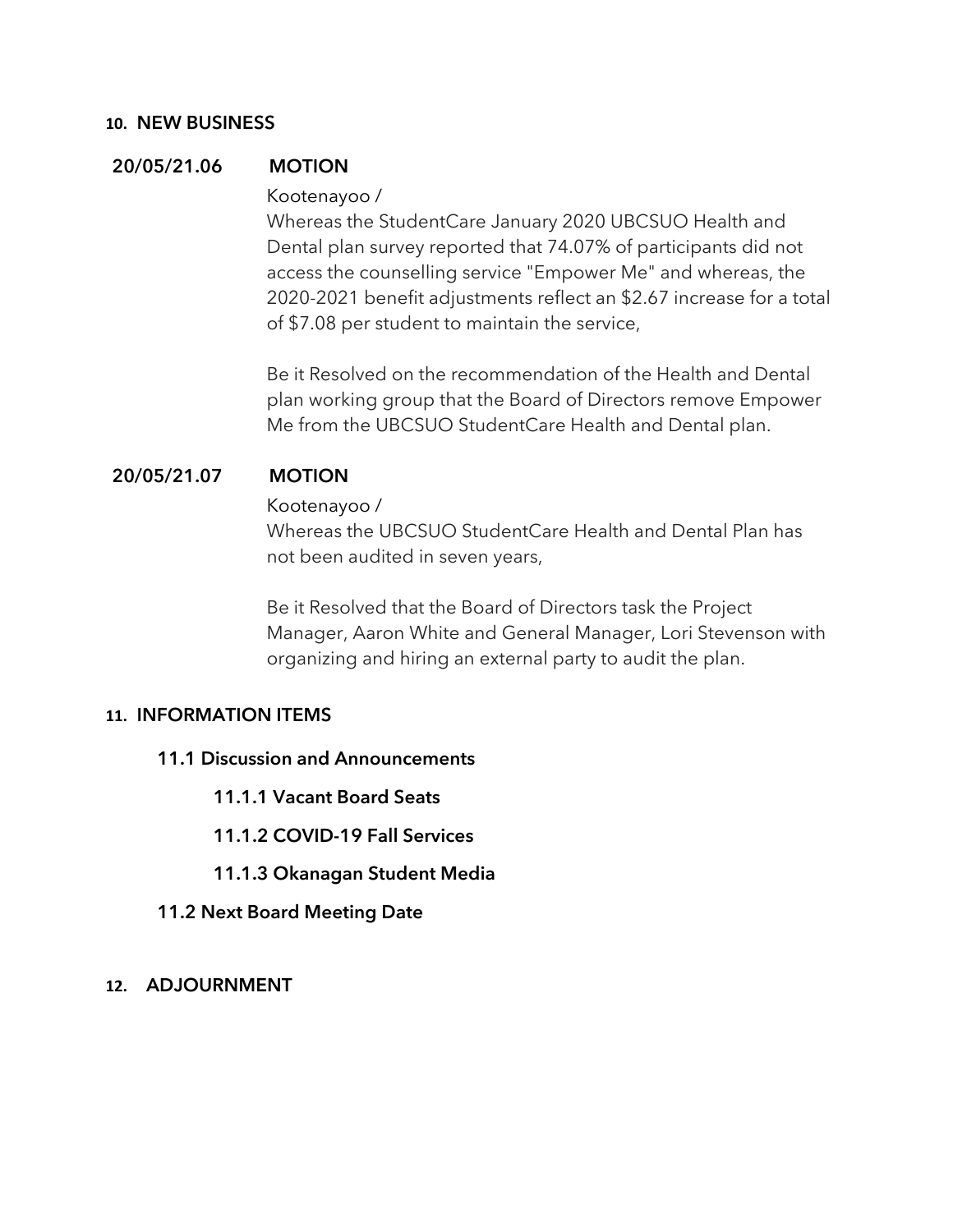## 10. NEW BUSINESS

**20/05/21.06 MOTION**

Kootenayoo /

Whereas the StudentCare January 2020 UBCSUO Health and Dental plan survey reported that 74.07% of participants did not access the counselling service "Empower Me" and whereas, the 2020-2021 benefit adjustments reflect an $2.67 increase for a total of $7.08 per student to maintain the service,

Be it Resolved on the recommendation of the Health and Dental plan working group that the Board of Directors remove Empower Me from the UBCSUO StudentCare Health and Dental plan.

**20/05/21.07 MOTION**

Kootenayoo /

Whereas the UBCSUO StudentCare Health and Dental Plan has not been audited in seven years,

Be it Resolved that the Board of Directors task the Project Manager, Aaron White and General Manager, Lori Stevenson with organizing and hiring an external party to audit the plan.

## 11. INFORMATION ITEMS

### 11.1 Discussion and Announcements

#### 11.1.1 Vacant Board Seats

#### 11.1.2 COVID-19 Fall Services

#### 11.1.3 Okanagan Student Media

### 11.2 Next Board Meeting Date

## 12. ADJOURNMENT